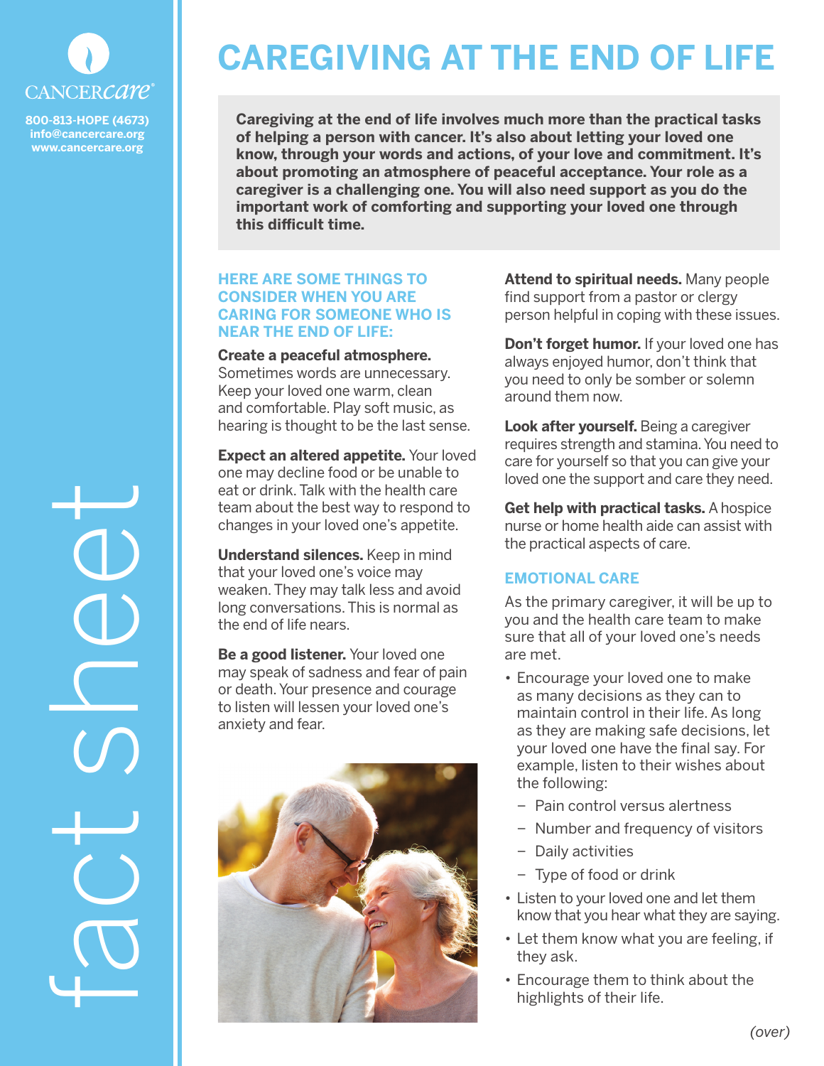CANCERcare®

800-813-HOPE (4673)
info@cancercare.org
www.cancercare.org

fact sheet

# CAREGIVING AT THE END OF LIFE

**Caregiving at the end of life involves much more than the practical tasks of helping a person with cancer. It's also about letting your loved one know, through your words and actions, of your love and commitment. It's about promoting an atmosphere of peaceful acceptance. Your role as a caregiver is a challenging one. You will also need support as you do the important work of comforting and supporting your loved one through this difficult time.**

## HERE ARE SOME THINGS TO CONSIDER WHEN YOU ARE CARING FOR SOMEONE WHO IS NEAR THE END OF LIFE:

**Create a peaceful atmosphere.** Sometimes words are unnecessary. Keep your loved one warm, clean and comfortable. Play soft music, as hearing is thought to be the last sense.

**Expect an altered appetite.** Your loved one may decline food or be unable to eat or drink. Talk with the health care team about the best way to respond to changes in your loved one's appetite.

**Understand silences.** Keep in mind that your loved one's voice may weaken. They may talk less and avoid long conversations. This is normal as the end of life nears.

**Be a good listener.** Your loved one may speak of sadness and fear of pain or death. Your presence and courage to listen will lessen your loved one's anxiety and fear.

**Attend to spiritual needs.** Many people find support from a pastor or clergy person helpful in coping with these issues.

**Don't forget humor.** If your loved one has always enjoyed humor, don't think that you need to only be somber or solemn around them now.

**Look after yourself.** Being a caregiver requires strength and stamina. You need to care for yourself so that you can give your loved one the support and care they need.

**Get help with practical tasks.** A hospice nurse or home health aide can assist with the practical aspects of care.

## EMOTIONAL CARE

As the primary caregiver, it will be up to you and the health care team to make sure that all of your loved one's needs are met.

- Encourage your loved one to make as many decisions as they can to maintain control in their life. As long as they are making safe decisions, let your loved one have the final say. For example, listen to their wishes about the following:
  - Pain control versus alertness
  - Number and frequency of visitors
  - Daily activities
  - Type of food or drink
- Listen to your loved one and let them know that you hear what they are saying.
- Let them know what you are feeling, if they ask.
- Encourage them to think about the highlights of their life.

*(over)*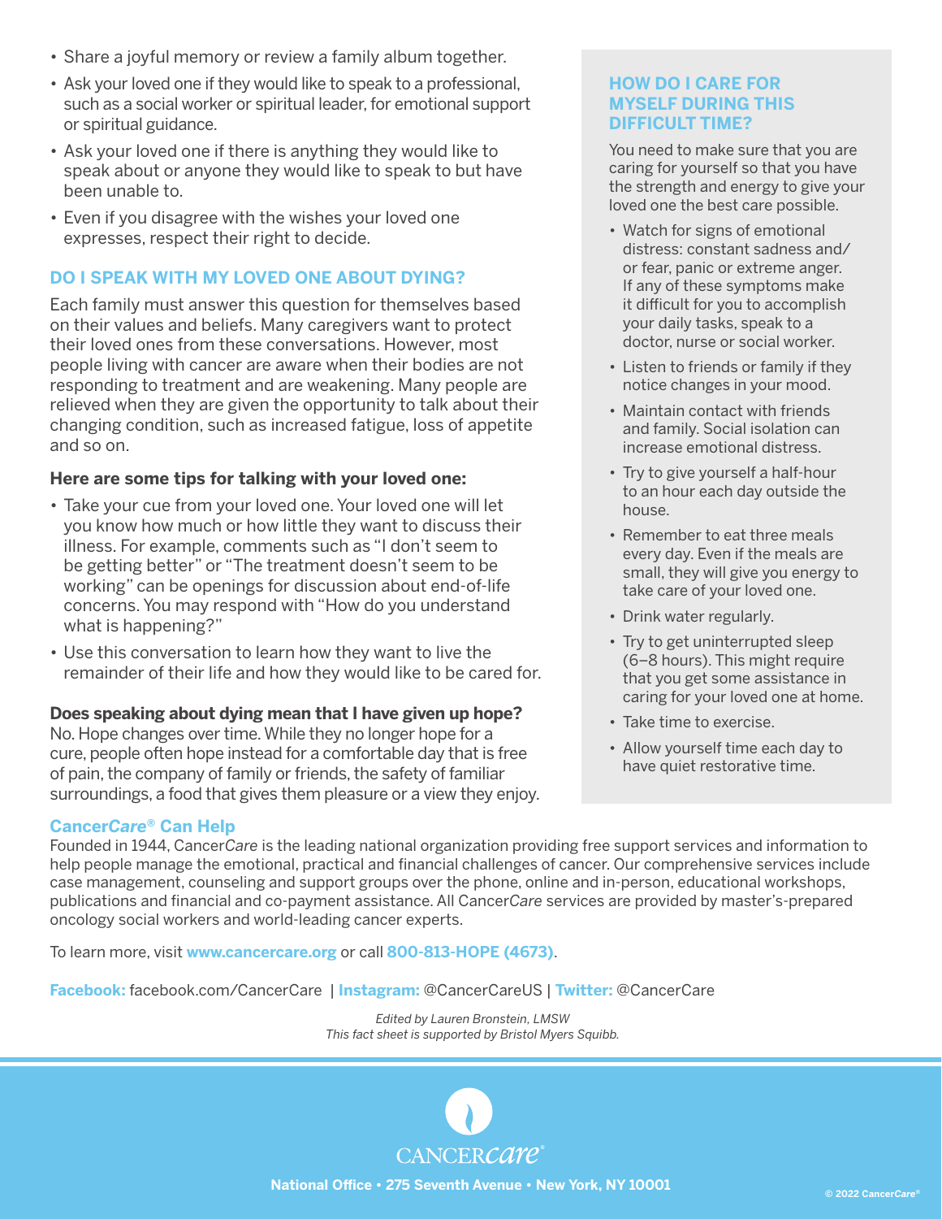- Share a joyful memory or review a family album together.
- Ask your loved one if they would like to speak to a professional, such as a social worker or spiritual leader, for emotional support or spiritual guidance.
- Ask your loved one if there is anything they would like to speak about or anyone they would like to speak to but have been unable to.
- Even if you disagree with the wishes your loved one expresses, respect their right to decide.

## DO I SPEAK WITH MY LOVED ONE ABOUT DYING?

Each family must answer this question for themselves based on their values and beliefs. Many caregivers want to protect their loved ones from these conversations. However, most people living with cancer are aware when their bodies are not responding to treatment and are weakening. Many people are relieved when they are given the opportunity to talk about their changing condition, such as increased fatigue, loss of appetite and so on.

**Here are some tips for talking with your loved one:**

- Take your cue from your loved one. Your loved one will let you know how much or how little they want to discuss their illness. For example, comments such as "I don't seem to be getting better" or "The treatment doesn't seem to be working" can be openings for discussion about end-of-life concerns. You may respond with "How do you understand what is happening?"
- Use this conversation to learn how they want to live the remainder of their life and how they would like to be cared for.

**Does speaking about dying mean that I have given up hope?**
No. Hope changes over time. While they no longer hope for a cure, people often hope instead for a comfortable day that is free of pain, the company of family or friends, the safety of familiar surroundings, a food that gives them pleasure or a view they enjoy.

## HOW DO I CARE FOR MYSELF DURING THIS DIFFICULT TIME?

You need to make sure that you are caring for yourself so that you have the strength and energy to give your loved one the best care possible.

- Watch for signs of emotional distress: constant sadness and/or fear, panic or extreme anger. If any of these symptoms make it difficult for you to accomplish your daily tasks, speak to a doctor, nurse or social worker.
- Listen to friends or family if they notice changes in your mood.
- Maintain contact with friends and family. Social isolation can increase emotional distress.
- Try to give yourself a half-hour to an hour each day outside the house.
- Remember to eat three meals every day. Even if the meals are small, they will give you energy to take care of your loved one.
- Drink water regularly.
- Try to get uninterrupted sleep (6–8 hours). This might require that you get some assistance in caring for your loved one at home.
- Take time to exercise.
- Allow yourself time each day to have quiet restorative time.

## Cancer*Care*® Can Help

Founded in 1944, Cancer*Care* is the leading national organization providing free support services and information to help people manage the emotional, practical and financial challenges of cancer. Our comprehensive services include case management, counseling and support groups over the phone, online and in-person, educational workshops, publications and financial and co-payment assistance. All Cancer*Care* services are provided by master's-prepared oncology social workers and world-leading cancer experts.

To learn more, visit **www.cancercare.org** or call **800-813-HOPE (4673)**.

**Facebook:** facebook.com/CancerCare | **Instagram:** @CancerCareUS | **Twitter:** @CancerCare

*Edited by Lauren Bronstein, LMSW*
*This fact sheet is supported by Bristol Myers Squibb.*

CANCER*care*®

**National Office • 275 Seventh Avenue • New York, NY 10001**

© 2022 CancerCare®